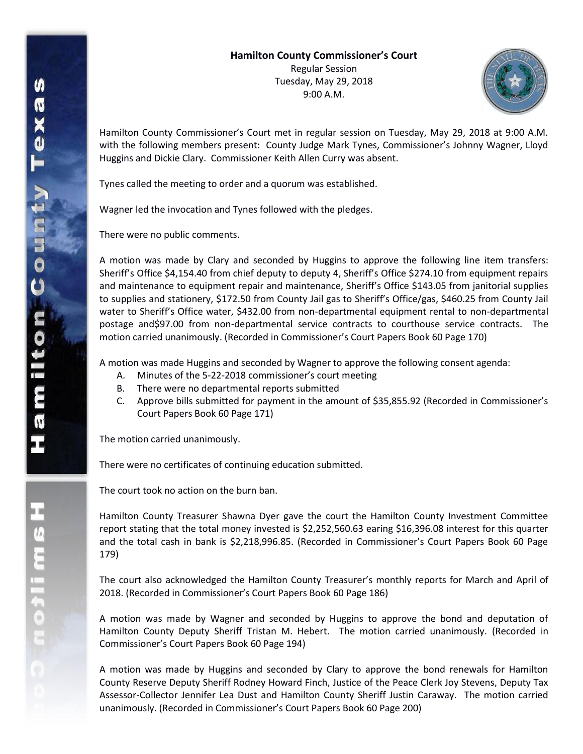**Hamilton County Commissioner's Court**

Regular Session

Tuesday, May 29, 2018

9:00 A.M.

Hamilton County Commissioner's Court met in regular session on Tuesday, May 29, 2018 at 9:00 A.M. with the following members present: County Judge Mark Tynes, Commissioner's Johnny Wagner, Lloyd Huggins and Dickie Clary. Commissioner Keith Allen Curry was absent.

Tynes called the meeting to order and a quorum was established.

Wagner led the invocation and Tynes followed with the pledges.

There were no public comments.

A motion was made by Clary and seconded by Huggins to approve the following line item transfers: Sheriff's Office $4,154.40 from chief deputy to deputy 4, Sheriff's Office $274.10 from equipment repairs and maintenance to equipment repair and maintenance, Sheriff's Office $143.05 from janitorial supplies to supplies and stationery, $172.50 from County Jail gas to Sheriff's Office/gas, $460.25 from County Jail water to Sheriff's Office water, $432.00 from non-departmental equipment rental to non-departmental postage and$97.00 from non-departmental service contracts to courthouse service contracts. The motion carried unanimously. (Recorded in Commissioner's Court Papers Book 60 Page 170)

A motion was made Huggins and seconded by Wagner to approve the following consent agenda:

A. Minutes of the 5-22-2018 commissioner's court meeting
B. There were no departmental reports submitted
C. Approve bills submitted for payment in the amount of $35,855.92 (Recorded in Commissioner's Court Papers Book 60 Page 171)

The motion carried unanimously.

There were no certificates of continuing education submitted.

The court took no action on the burn ban.

Hamilton County Treasurer Shawna Dyer gave the court the Hamilton County Investment Committee report stating that the total money invested is $2,252,560.63 earing $16,396.08 interest for this quarter and the total cash in bank is $2,218,996.85. (Recorded in Commissioner's Court Papers Book 60 Page 179)

The court also acknowledged the Hamilton County Treasurer's monthly reports for March and April of 2018. (Recorded in Commissioner's Court Papers Book 60 Page 186)

A motion was made by Wagner and seconded by Huggins to approve the bond and deputation of Hamilton County Deputy Sheriff Tristan M. Hebert. The motion carried unanimously. (Recorded in Commissioner's Court Papers Book 60 Page 194)

A motion was made by Huggins and seconded by Clary to approve the bond renewals for Hamilton County Reserve Deputy Sheriff Rodney Howard Finch, Justice of the Peace Clerk Joy Stevens, Deputy Tax Assessor-Collector Jennifer Lea Dust and Hamilton County Sheriff Justin Caraway. The motion carried unanimously. (Recorded in Commissioner's Court Papers Book 60 Page 200)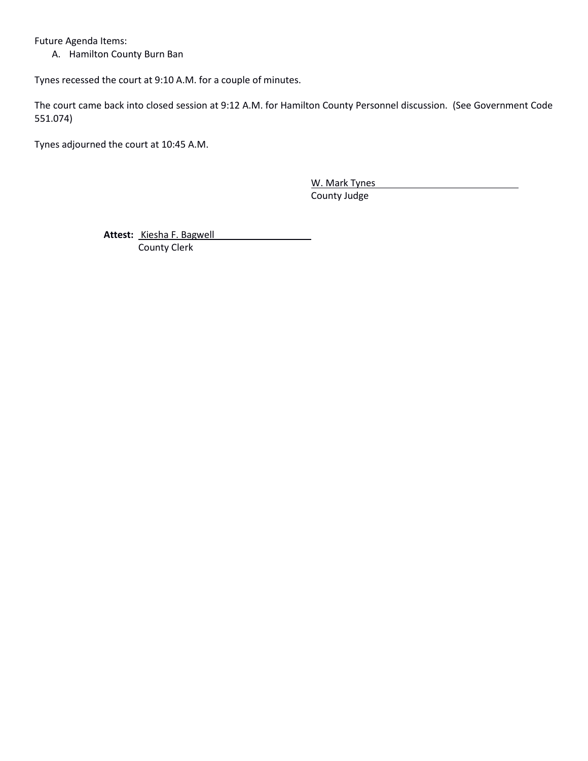Future Agenda Items:

A. Hamilton County Burn Ban

Tynes recessed the court at 9:10 A.M. for a couple of minutes.

The court came back into closed session at 9:12 A.M. for Hamilton County Personnel discussion. (See Government Code 551.074)

Tynes adjourned the court at 10:45 A.M.

W. Mark Tynes
County Judge

**Attest:** Kiesha F. Bagwell
County Clerk